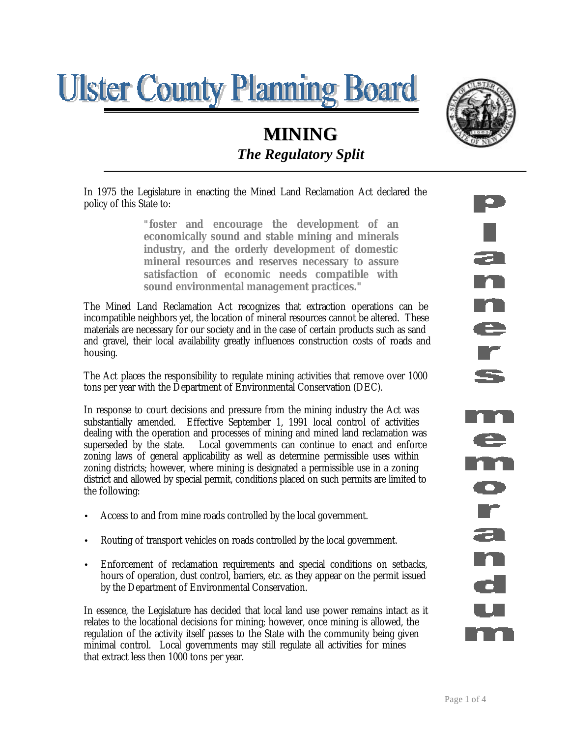# Ulster County Planning Board

## MINING

### *The Regulatory Split*

planners memorandum

In 1975 the Legislature in enacting the Mined Land Reclamation Act declared the policy of this State to:

> **"foster and encourage the development of an economically sound and stable mining and minerals industry, and the orderly development of domestic mineral resources and reserves necessary to assure satisfaction of economic needs compatible with sound environmental management practices."**

The Mined Land Reclamation Act recognizes that extraction operations can be incompatible neighbors yet, the location of mineral resources cannot be altered. These materials are necessary for our society and in the case of certain products such as sand and gravel, their local availability greatly influences construction costs of roads and housing.

The Act places the responsibility to regulate mining activities that remove over 1000 tons per year with the Department of Environmental Conservation (DEC).

In response to court decisions and pressure from the mining industry the Act was substantially amended. Effective September 1, 1991 local control of activities dealing with the operation and processes of mining and mined land reclamation was superseded by the state. Local governments can continue to enact and enforce zoning laws of general applicability as well as determine permissible uses within zoning districts; however, where mining is designated a permissible use in a zoning district and allowed by special permit, conditions placed on such permits are limited to the following:

- Access to and from mine roads controlled by the local government.
- Routing of transport vehicles on roads controlled by the local government.
- Enforcement of reclamation requirements and special conditions on setbacks, hours of operation, dust control, barriers, etc. as they appear on the permit issued by the Department of Environmental Conservation.

In essence, the Legislature has decided that local land use power remains intact as it relates to the locational decisions for mining; however, once mining is allowed, the regulation of the activity itself passes to the State with the community being given minimal control. Local governments may still regulate all activities for mines that extract less then 1000 tons per year.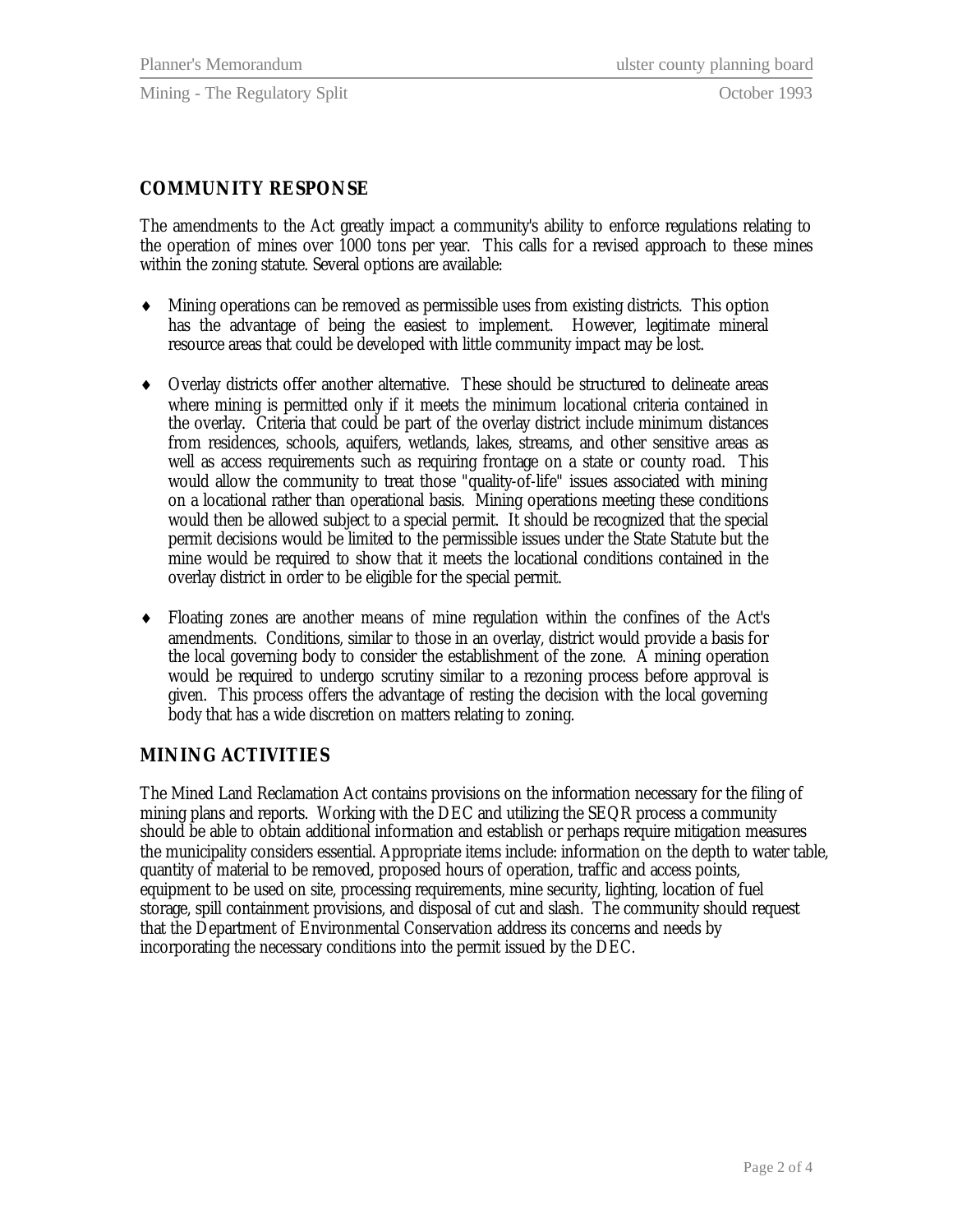## COMMUNITY RESPONSE

The amendments to the Act greatly impact a community's ability to enforce regulations relating to the operation of mines over 1000 tons per year. This calls for a revised approach to these mines within the zoning statute. Several options are available:

- Mining operations can be removed as permissible uses from existing districts. This option has the advantage of being the easiest to implement. However, legitimate mineral resource areas that could be developed with little community impact may be lost.

- Overlay districts offer another alternative. These should be structured to delineate areas where mining is permitted only if it meets the minimum locational criteria contained in the overlay. Criteria that could be part of the overlay district include minimum distances from residences, schools, aquifers, wetlands, lakes, streams, and other sensitive areas as well as access requirements such as requiring frontage on a state or county road. This would allow the community to treat those "quality-of-life" issues associated with mining on a locational rather than operational basis. Mining operations meeting these conditions would then be allowed subject to a special permit. It should be recognized that the special permit decisions would be limited to the permissible issues under the State Statute but the mine would be required to show that it meets the locational conditions contained in the overlay district in order to be eligible for the special permit.

- Floating zones are another means of mine regulation within the confines of the Act's amendments. Conditions, similar to those in an overlay, district would provide a basis for the local governing body to consider the establishment of the zone. A mining operation would be required to undergo scrutiny similar to a rezoning process before approval is given. This process offers the advantage of resting the decision with the local governing body that has a wide discretion on matters relating to zoning.

## MINING ACTIVITIES

The Mined Land Reclamation Act contains provisions on the information necessary for the filing of mining plans and reports. Working with the DEC and utilizing the SEQR process a community should be able to obtain additional information and establish or perhaps require mitigation measures the municipality considers essential. Appropriate items include: information on the depth to water table, quantity of material to be removed, proposed hours of operation, traffic and access points, equipment to be used on site, processing requirements, mine security, lighting, location of fuel storage, spill containment provisions, and disposal of cut and slash. The community should request that the Department of Environmental Conservation address its concerns and needs by incorporating the necessary conditions into the permit issued by the DEC.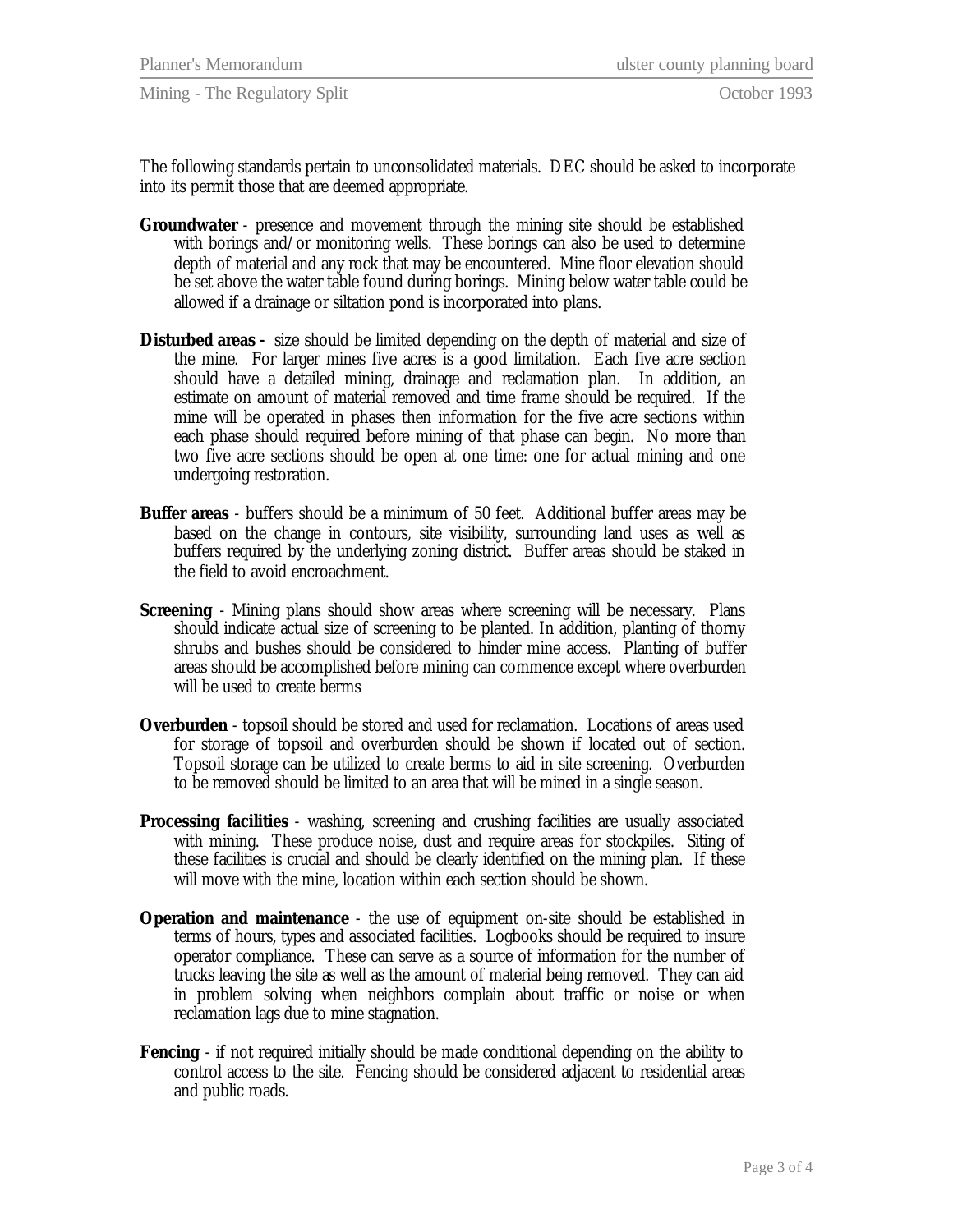The following standards pertain to unconsolidated materials. DEC should be asked to incorporate into its permit those that are deemed appropriate.

**Groundwater** - presence and movement through the mining site should be established with borings and/or monitoring wells. These borings can also be used to determine depth of material and any rock that may be encountered. Mine floor elevation should be set above the water table found during borings. Mining below water table could be allowed if a drainage or siltation pond is incorporated into plans.

**Disturbed areas -** size should be limited depending on the depth of material and size of the mine. For larger mines five acres is a good limitation. Each five acre section should have a detailed mining, drainage and reclamation plan. In addition, an estimate on amount of material removed and time frame should be required. If the mine will be operated in phases then information for the five acre sections within each phase should required before mining of that phase can begin. No more than two five acre sections should be open at one time: one for actual mining and one undergoing restoration.

**Buffer areas** - buffers should be a minimum of 50 feet. Additional buffer areas may be based on the change in contours, site visibility, surrounding land uses as well as buffers required by the underlying zoning district. Buffer areas should be staked in the field to avoid encroachment.

**Screening** - Mining plans should show areas where screening will be necessary. Plans should indicate actual size of screening to be planted. In addition, planting of thorny shrubs and bushes should be considered to hinder mine access. Planting of buffer areas should be accomplished before mining can commence except where overburden will be used to create berms

**Overburden** - topsoil should be stored and used for reclamation. Locations of areas used for storage of topsoil and overburden should be shown if located out of section. Topsoil storage can be utilized to create berms to aid in site screening. Overburden to be removed should be limited to an area that will be mined in a single season.

**Processing facilities** - washing, screening and crushing facilities are usually associated with mining. These produce noise, dust and require areas for stockpiles. Siting of these facilities is crucial and should be clearly identified on the mining plan. If these will move with the mine, location within each section should be shown.

**Operation and maintenance** - the use of equipment on-site should be established in terms of hours, types and associated facilities. Logbooks should be required to insure operator compliance. These can serve as a source of information for the number of trucks leaving the site as well as the amount of material being removed. They can aid in problem solving when neighbors complain about traffic or noise or when reclamation lags due to mine stagnation.

**Fencing** - if not required initially should be made conditional depending on the ability to control access to the site. Fencing should be considered adjacent to residential areas and public roads.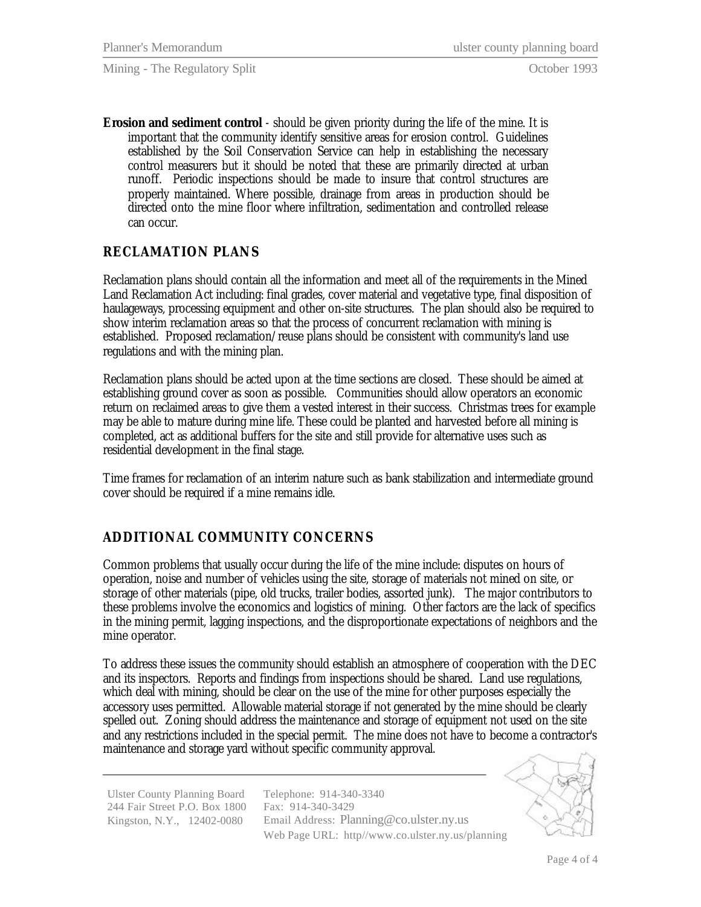**Erosion and sediment control** - should be given priority during the life of the mine. It is important that the community identify sensitive areas for erosion control. Guidelines established by the Soil Conservation Service can help in establishing the necessary control measurers but it should be noted that these are primarily directed at urban runoff. Periodic inspections should be made to insure that control structures are properly maintained. Where possible, drainage from areas in production should be directed onto the mine floor where infiltration, sedimentation and controlled release can occur.

## RECLAMATION PLANS

Reclamation plans should contain all the information and meet all of the requirements in the Mined Land Reclamation Act including: final grades, cover material and vegetative type, final disposition of haulageways, processing equipment and other on-site structures. The plan should also be required to show interim reclamation areas so that the process of concurrent reclamation with mining is established. Proposed reclamation/reuse plans should be consistent with community's land use regulations and with the mining plan.

Reclamation plans should be acted upon at the time sections are closed. These should be aimed at establishing ground cover as soon as possible. Communities should allow operators an economic return on reclaimed areas to give them a vested interest in their success. Christmas trees for example may be able to mature during mine life. These could be planted and harvested before all mining is completed, act as additional buffers for the site and still provide for alternative uses such as residential development in the final stage.

Time frames for reclamation of an interim nature such as bank stabilization and intermediate ground cover should be required if a mine remains idle.

## ADDITIONAL COMMUNITY CONCERNS

Common problems that usually occur during the life of the mine include: disputes on hours of operation, noise and number of vehicles using the site, storage of materials not mined on site, or storage of other materials (pipe, old trucks, trailer bodies, assorted junk). The major contributors to these problems involve the economics and logistics of mining. Other factors are the lack of specifics in the mining permit, lagging inspections, and the disproportionate expectations of neighbors and the mine operator.

To address these issues the community should establish an atmosphere of cooperation with the DEC and its inspectors. Reports and findings from inspections should be shared. Land use regulations, which deal with mining, should be clear on the use of the mine for other purposes especially the accessory uses permitted. Allowable material storage if not generated by the mine should be clearly spelled out. Zoning should address the maintenance and storage of equipment not used on the site and any restrictions included in the special permit. The mine does not have to become a contractor's maintenance and storage yard without specific community approval.

Ulster County Planning Board
244 Fair Street P.O. Box 1800
Kingston, N.Y., 12402-0080

Telephone: 914-340-3340
Fax: 914-340-3429
Email Address: Planning@co.ulster.ny.us
Web Page URL: http//www.co.ulster.ny.us/planning